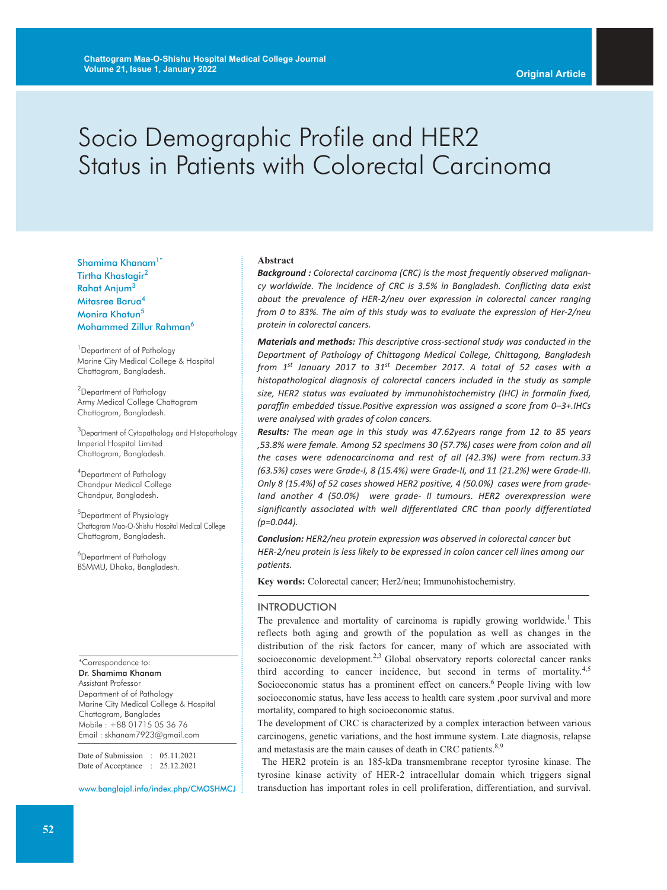Original Article

# Socio Demographic Profile and HER2 Status in Patients with Colorectal Carcinoma

Shamima Khanam[1*]
Tirtha Khastagir[2]
Rahat Anjum[3]
Mitasree Barua[4]
Monira Khatun[5]
Mohammed Zillur Rahman[6]

[1]Department of of Pathology
Marine City Medical College & Hospital
Chattogram, Bangladesh.

[2]Department of Pathology
Army Medical College Chattogram
Chattogram, Bangladesh.

[3]Department of Cytopathology and Histopathology
Imperial Hospital Limited
Chattogram, Bangladesh.

[4]Department of Pathology
Chandpur Medical College
Chandpur, Bangladesh.

[5]Department of Physiology
Chattogram Maa-O-Shishu Hospital Medical College
Chattogram, Bangladesh.

[6]Department of Pathology
BSMMU, Dhaka, Bangladesh.

*Correspondence to:
**Dr. Shamima Khanam**
Assistant Professor
Department of of Pathology
Marine City Medical College & Hospital
Chattogram, Banglades
Mobile : +88 01715 05 36 76
Email : skhanam7923@gmail.com

Date of Submission : 05.11.2021
Date of Acceptance : 25.12.2021

www.banglajol.info/index.php/CMOSHMCJ

**Abstract**

***Background :*** *Colorectal carcinoma (CRC) is the most frequently observed malignancy worldwide. The incidence of CRC is 3.5% in Bangladesh. Conflicting data exist about the prevalence of HER-2/neu over expression in colorectal cancer ranging from 0 to 83%. The aim of this study was to evaluate the expression of Her-2/neu protein in colorectal cancers.*

***Materials and methods:*** *This descriptive cross-sectional study was conducted in the Department of Pathology of Chittagong Medical College, Chittagong, Bangladesh from 1st January 2017 to 31st December 2017. A total of 52 cases with a histopathological diagnosis of colorectal cancers included in the study as sample size, HER2 status was evaluated by immunohistochemistry (IHC) in formalin fixed, paraffin embedded tissue.Positive expression was assigned a score from 0–3+.IHCs were analysed with grades of colon cancers.*

***Results:*** *The mean age in this study was 47.62years range from 12 to 85 years ,53.8% were female. Among 52 specimens 30 (57.7%) cases were from colon and all the cases were adenocarcinoma and rest of all (42.3%) were from rectum.33 (63.5%) cases were Grade-I, 8 (15.4%) were Grade-II, and 11 (21.2%) were Grade-III. Only 8 (15.4%) of 52 cases showed HER2 positive, 4 (50.0%) cases were from grade-Iand another 4 (50.0%) were grade- II tumours. HER2 overexpression were significantly associated with well differentiated CRC than poorly differentiated (p=0.044).*

***Conclusion:*** *HER2/neu protein expression was observed in colorectal cancer but HER-2/neu protein is less likely to be expressed in colon cancer cell lines among our patients.*

**Key words:** Colorectal cancer; Her2/neu; Immunohistochemistry.

## INTRODUCTION

The prevalence and mortality of carcinoma is rapidly growing worldwide.[1] This reflects both aging and growth of the population as well as changes in the distribution of the risk factors for cancer, many of which are associated with socioeconomic development.[2,3] Global observatory reports colorectal cancer ranks third according to cancer incidence, but second in terms of mortality.[4,5] Socioeconomic status has a prominent effect on cancers.[6] People living with low socioeconomic status, have less access to health care system ,poor survival and more mortality, compared to high socioeconomic status.

The development of CRC is characterized by a complex interaction between various carcinogens, genetic variations, and the host immune system. Late diagnosis, relapse and metastasis are the main causes of death in CRC patients.[8,9]

The HER2 protein is an 185-kDa transmembrane receptor tyrosine kinase. The tyrosine kinase activity of HER-2 intracellular domain which triggers signal transduction has important roles in cell proliferation, differentiation, and survival.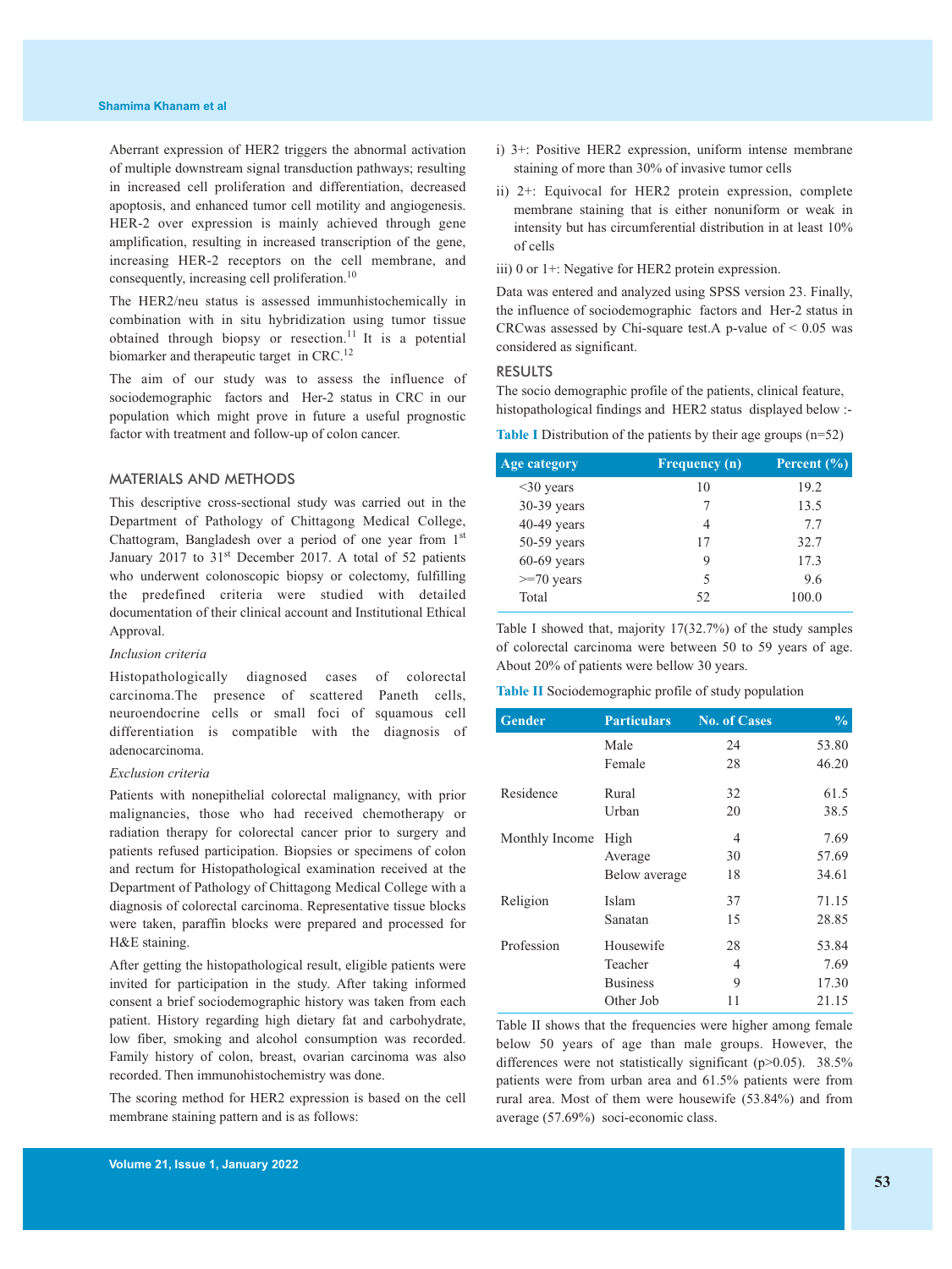Aberrant expression of HER2 triggers the abnormal activation of multiple downstream signal transduction pathways; resulting in increased cell proliferation and differentiation, decreased apoptosis, and enhanced tumor cell motility and angiogenesis. HER-2 over expression is mainly achieved through gene amplification, resulting in increased transcription of the gene, increasing HER-2 receptors on the cell membrane, and consequently, increasing cell proliferation.[10]

The HER2/neu status is assessed immunhistochemically in combination with in situ hybridization using tumor tissue obtained through biopsy or resection.[11] It is a potential biomarker and therapeutic target in CRC.[12]

The aim of our study was to assess the influence of sociodemographic factors and Her-2 status in CRC in our population which might prove in future a useful prognostic factor with treatment and follow-up of colon cancer.

## MATERIALS AND METHODS

This descriptive cross-sectional study was carried out in the Department of Pathology of Chittagong Medical College, Chattogram, Bangladesh over a period of one year from 1st January 2017 to 31st December 2017. A total of 52 patients who underwent colonoscopic biopsy or colectomy, fulfilling the predefined criteria were studied with detailed documentation of their clinical account and Institutional Ethical Approval.

*Inclusion criteria*

Histopathologically diagnosed cases of colorectal carcinoma.The presence of scattered Paneth cells, neuroendocrine cells or small foci of squamous cell differentiation is compatible with the diagnosis of adenocarcinoma.

*Exclusion criteria*

Patients with nonepithelial colorectal malignancy, with prior malignancies, those who had received chemotherapy or radiation therapy for colorectal cancer prior to surgery and patients refused participation. Biopsies or specimens of colon and rectum for Histopathological examination received at the Department of Pathology of Chittagong Medical College with a diagnosis of colorectal carcinoma. Representative tissue blocks were taken, paraffin blocks were prepared and processed for H&E staining.

After getting the histopathological result, eligible patients were invited for participation in the study. After taking informed consent a brief sociodemographic history was taken from each patient. History regarding high dietary fat and carbohydrate, low fiber, smoking and alcohol consumption was recorded. Family history of colon, breast, ovarian carcinoma was also recorded. Then immunohistochemistry was done.

The scoring method for HER2 expression is based on the cell membrane staining pattern and is as follows:

i) 3+: Positive HER2 expression, uniform intense membrane staining of more than 30% of invasive tumor cells

ii) 2+: Equivocal for HER2 protein expression, complete membrane staining that is either nonuniform or weak in intensity but has circumferential distribution in at least 10% of cells

iii) 0 or 1+: Negative for HER2 protein expression.

Data was entered and analyzed using SPSS version 23. Finally, the influence of sociodemographic factors and Her-2 status in CRCwas assessed by Chi-square test.A p-value of < 0.05 was considered as significant.

## RESULTS

The socio demographic profile of the patients, clinical feature, histopathological findings and HER2 status displayed below :-

**Table I** Distribution of the patients by their age groups (n=52)

| Age category | Frequency (n) | Percent (%) |
|---|---|---|
| <30 years | 10 | 19.2 |
| 30-39 years | 7 | 13.5 |
| 40-49 years | 4 | 7.7 |
| 50-59 years | 17 | 32.7 |
| 60-69 years | 9 | 17.3 |
| >=70 years | 5 | 9.6 |
| Total | 52 | 100.0 |

Table I showed that, majority 17(32.7%) of the study samples of colorectal carcinoma were between 50 to 59 years of age. About 20% of patients were bellow 30 years.

**Table II** Sociodemographic profile of study population

| Gender | Particulars | No. of Cases | % |
|---|---|---|---|
| | Male | 24 | 53.80 |
| | Female | 28 | 46.20 |
| Residence | Rural | 32 | 61.5 |
| | Urban | 20 | 38.5 |
| Monthly Income | High | 4 | 7.69 |
| | Average | 30 | 57.69 |
| | Below average | 18 | 34.61 |
| Religion | Islam | 37 | 71.15 |
| | Sanatan | 15 | 28.85 |
| Profession | Housewife | 28 | 53.84 |
| | Teacher | 4 | 7.69 |
| | Business | 9 | 17.30 |
| | Other Job | 11 | 21.15 |

Table II shows that the frequencies were higher among female below 50 years of age than male groups. However, the differences were not statistically significant (p>0.05). 38.5% patients were from urban area and 61.5% patients were from rural area. Most of them were housewife (53.84%) and from average (57.69%) soci-economic class.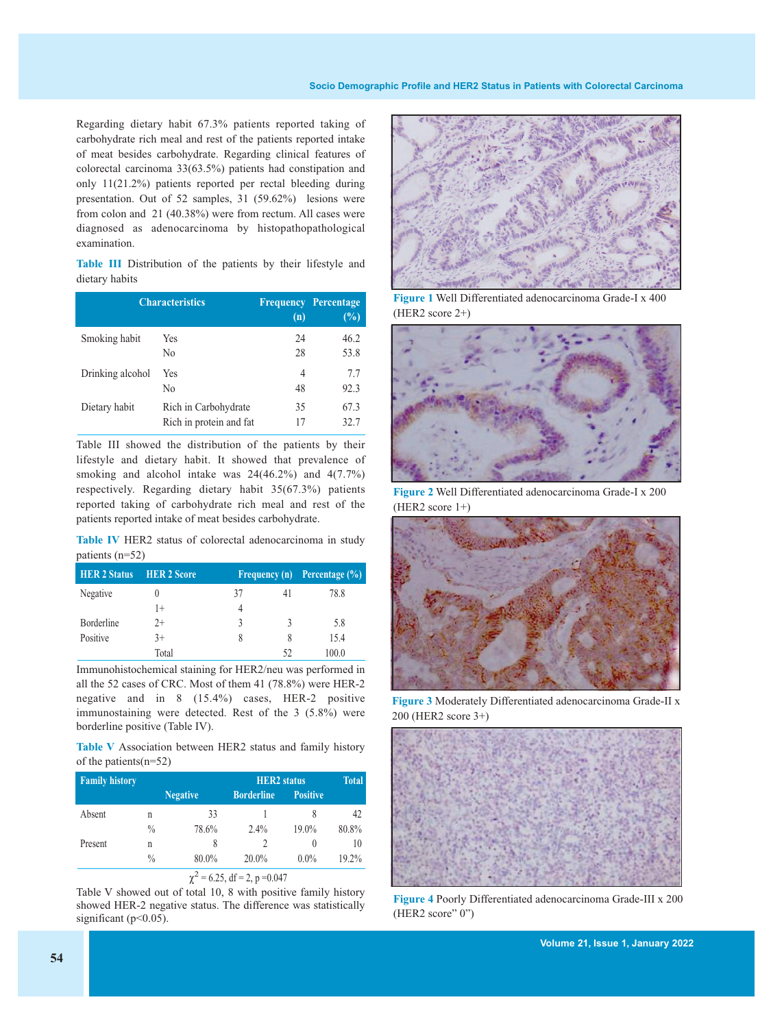Regarding dietary habit 67.3% patients reported taking of carbohydrate rich meal and rest of the patients reported intake of meat besides carbohydrate. Regarding clinical features of colorectal carcinoma 33(63.5%) patients had constipation and only 11(21.2%) patients reported per rectal bleeding during presentation. Out of 52 samples, 31 (59.62%) lesions were from colon and 21 (40.38%) were from rectum. All cases were diagnosed as adenocarcinoma by histopathopathological examination.

**Table III** Distribution of the patients by their lifestyle and dietary habits

| Characteristics | | Frequency (n) | Percentage (%) |
|---|---|---|---|
| Smoking habit | Yes | 24 | 46.2 |
| | No | 28 | 53.8 |
| Drinking alcohol | Yes | 4 | 7.7 |
| | No | 48 | 92.3 |
| Dietary habit | Rich in Carbohydrate | 35 | 67.3 |
| | Rich in protein and fat | 17 | 32.7 |

Table III showed the distribution of the patients by their lifestyle and dietary habit. It showed that prevalence of smoking and alcohol intake was 24(46.2%) and 4(7.7%) respectively. Regarding dietary habit 35(67.3%) patients reported taking of carbohydrate rich meal and rest of the patients reported intake of meat besides carbohydrate.

**Table IV** HER2 status of colorectal adenocarcinoma in study patients (n=52)

| HER 2 Status | HER 2 Score | | Frequency (n) | Percentage (%) |
|---|---|---|---|---|
| Negative | 0 | 37 | 41 | 78.8 |
| | 1+ | 4 | | |
| Borderline | 2+ | 3 | 3 | 5.8 |
| Positive | 3+ | 8 | 8 | 15.4 |
| | Total | | 52 | 100.0 |

Immunohistochemical staining for HER2/neu was performed in all the 52 cases of CRC. Most of them 41 (78.8%) were HER-2 negative and in 8 (15.4%) cases, HER-2 positive immunostaining were detected. Rest of the 3 (5.8%) were borderline positive (Table IV).

**Table V** Association between HER2 status and family history of the patients(n=52)

| Family history | | HER2 status | | | Total |
|---|---|---|---|---|---|
| | | Negative | Borderline | Positive | |
| Absent | n | 33 | 1 | 8 | 42 |
| | % | 78.6% | 2.4% | 19.0% | 80.8% |
| Present | n | 8 | 2 | 0 | 10 |
| | % | 80.0% | 20.0% | 0.0% | 19.2% |

$\chi^2 = 6.25$, df = 2, p =0.047

Table V showed out of total 10, 8 with positive family history showed HER-2 negative status. The difference was statistically significant ($p<0.05$).

**Figure 1** Well Differentiated adenocarcinoma Grade-I x 400 (HER2 score 2+)

**Figure 2** Well Differentiated adenocarcinoma Grade-I x 200 (HER2 score 1+)

**Figure 3** Moderately Differentiated adenocarcinoma Grade-II x 200 (HER2 score 3+)

**Figure 4** Poorly Differentiated adenocarcinoma Grade-III x 200 (HER2 score" 0")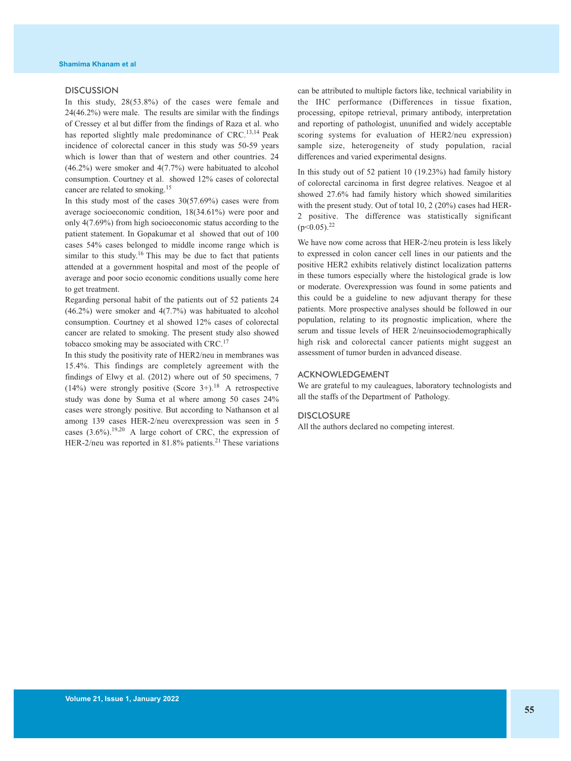## DISCUSSION

In this study, 28(53.8%) of the cases were female and 24(46.2%) were male. The results are similar with the findings of Cressey et al but differ from the findings of Raza et al. who has reported slightly male predominance of CRC.[13,14] Peak incidence of colorectal cancer in this study was 50-59 years which is lower than that of western and other countries. 24 (46.2%) were smoker and 4(7.7%) were habituated to alcohol consumption. Courtney et al. showed 12% cases of colorectal cancer are related to smoking.[15]

In this study most of the cases 30(57.69%) cases were from average socioeconomic condition, 18(34.61%) were poor and only 4(7.69%) from high socioeconomic status according to the patient statement. In Gopakumar et al showed that out of 100 cases 54% cases belonged to middle income range which is similar to this study.[16] This may be due to fact that patients attended at a government hospital and most of the people of average and poor socio economic conditions usually come here to get treatment.

Regarding personal habit of the patients out of 52 patients 24 (46.2%) were smoker and 4(7.7%) was habituated to alcohol consumption. Courtney et al showed 12% cases of colorectal cancer are related to smoking. The present study also showed tobacco smoking may be associated with CRC.[17]

In this study the positivity rate of HER2/neu in membranes was 15.4%. This findings are completely agreement with the findings of Elwy et al. (2012) where out of 50 specimens, 7 (14%) were strongly positive (Score 3+).[18] A retrospective study was done by Suma et al where among 50 cases 24% cases were strongly positive. But according to Nathanson et al among 139 cases HER-2/neu overexpression was seen in 5 cases (3.6%).[19,20] A large cohort of CRC, the expression of HER-2/neu was reported in 81.8% patients.[21] These variations can be attributed to multiple factors like, technical variability in the IHC performance (Differences in tissue fixation, processing, epitope retrieval, primary antibody, interpretation and reporting of pathologist, ununified and widely acceptable scoring systems for evaluation of HER2/neu expression) sample size, heterogeneity of study population, racial differences and varied experimental designs.

In this study out of 52 patient 10 (19.23%) had family history of colorectal carcinoma in first degree relatives. Neagoe et al showed 27.6% had family history which showed similarities with the present study. Out of total 10, 2 (20%) cases had HER-2 positive. The difference was statistically significant ($p<0.05$).[22]

We have now come across that HER-2/neu protein is less likely to expressed in colon cancer cell lines in our patients and the positive HER2 exhibits relatively distinct localization patterns in these tumors especially where the histological grade is low or moderate. Overexpression was found in some patients and this could be a guideline to new adjuvant therapy for these patients. More prospective analyses should be followed in our population, relating to its prognostic implication, where the serum and tissue levels of HER 2/neuinsociodemographically high risk and colorectal cancer patients might suggest an assessment of tumor burden in advanced disease.

## ACKNOWLEDGEMENT

We are grateful to my cauleagues, laboratory technologists and all the staffs of the Department of Pathology.

## DISCLOSURE

All the authors declared no competing interest.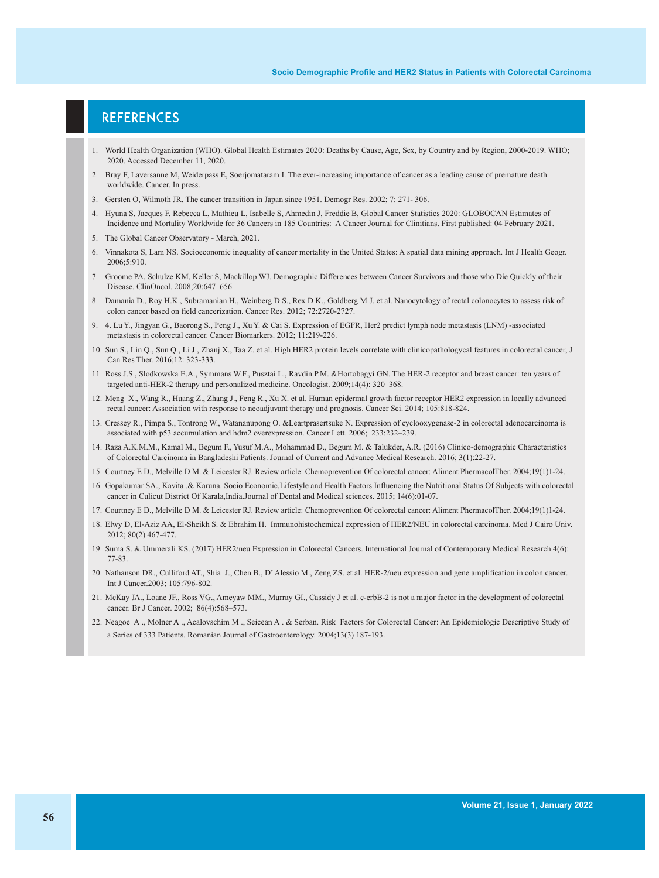## REFERENCES

1. World Health Organization (WHO). Global Health Estimates 2020: Deaths by Cause, Age, Sex, by Country and by Region, 2000-2019. WHO; 2020. Accessed December 11, 2020.
2. Bray F, Laversanne M, Weiderpass E, Soerjomataram I. The ever-increasing importance of cancer as a leading cause of premature death worldwide. Cancer. In press.
3. Gersten O, Wilmoth JR. The cancer transition in Japan since 1951. Demogr Res. 2002; 7: 271- 306.
4. Hyuna S, Jacques F, Rebecca L, Mathieu L, Isabelle S, Ahmedin J, Freddie B, Global Cancer Statistics 2020: GLOBOCAN Estimates of Incidence and Mortality Worldwide for 36 Cancers in 185 Countries: A Cancer Journal for Clinitians. First published: 04 February 2021.
5. The Global Cancer Observatory - March, 2021.
6. Vinnakota S, Lam NS. Socioeconomic inequality of cancer mortality in the United States: A spatial data mining approach. Int J Health Geogr. 2006;5:910.
7. Groome PA, Schulze KM, Keller S, Mackillop WJ. Demographic Differences between Cancer Survivors and those who Die Quickly of their Disease. ClinOncol. 2008;20:647–656.
8. Damania D., Roy H.K., Subramanian H., Weinberg D S., Rex D K., Goldberg M J. et al. Nanocytology of rectal colonocytes to assess risk of colon cancer based on field cancerization. Cancer Res. 2012; 72:2720-2727.
9. 4. Lu Y., Jingyan G., Baorong S., Peng J., Xu Y. & Cai S. Expression of EGFR, Her2 predict lymph node metastasis (LNM) -associated metastasis in colorectal cancer. Cancer Biomarkers. 2012; 11:219-226.
10. Sun S., Lin Q., Sun Q., Li J., Zhanj X., Taa Z. et al. High HER2 protein levels correlate with clinicopathologycal features in colorectal cancer, J Can Res Ther. 2016;12: 323-333.
11. Ross J.S., Slodkowska E.A., Symmans W.F., Pusztai L., Ravdin P.M. &Hortobagyi GN. The HER-2 receptor and breast cancer: ten years of targeted anti-HER-2 therapy and personalized medicine. Oncologist. 2009;14(4): 320–368.
12. Meng X., Wang R., Huang Z., Zhang J., Feng R., Xu X. et al. Human epidermal growth factor receptor HER2 expression in locally advanced rectal cancer: Association with response to neoadjuvant therapy and prognosis. Cancer Sci. 2014; 105:818-824.
13. Cressey R., Pimpa S., Tontrong W., Watananupong O. &Leartprasertsuke N. Expression of cyclooxygenase-2 in colorectal adenocarcinoma is associated with p53 accumulation and hdm2 overexpression. Cancer Lett. 2006; 233:232–239.
14. Raza A.K.M.M., Kamal M., Begum F., Yusuf M.A., Mohammad D., Begum M. & Talukder, A.R. (2016) Clinico-demographic Characteristics of Colorectal Carcinoma in Bangladeshi Patients. Journal of Current and Advance Medical Research. 2016; 3(1):22-27.
15. Courtney E D., Melville D M. & Leicester RJ. Review article: Chemoprevention Of colorectal cancer: Aliment PhermacolTher. 2004;19(1)1-24.
16. Gopakumar SA., Kavita .& Karuna. Socio Economic,Lifestyle and Health Factors Influencing the Nutritional Status Of Subjects with colorectal cancer in Culicut District Of Karala,India.Journal of Dental and Medical sciences. 2015; 14(6):01-07.
17. Courtney E D., Melville D M. & Leicester RJ. Review article: Chemoprevention Of colorectal cancer: Aliment PhermacolTher. 2004;19(1)1-24.
18. Elwy D, El-Aziz AA, El-Sheikh S. & Ebrahim H. Immunohistochemical expression of HER2/NEU in colorectal carcinoma. Med J Cairo Univ. 2012; 80(2) 467-477.
19. Suma S. & Ummerali KS. (2017) HER2/neu Expression in Colorectal Cancers. International Journal of Contemporary Medical Research.4(6): 77-83.
20. Nathanson DR., Culliford AT., Shia J., Chen B., D'Alessio M., Zeng ZS. et al. HER-2/neu expression and gene amplification in colon cancer. Int J Cancer.2003; 105:796-802.
21. McKay JA., Loane JF., Ross VG., Ameyaw MM., Murray GI., Cassidy J et al. c-erbB-2 is not a major factor in the development of colorectal cancer. Br J Cancer. 2002; 86(4):568–573.
22. Neagoe A ., Molner A ., Acalovschim M ., Seicean A . & Serban. Risk Factors for Colorectal Cancer: An Epidemiologic Descriptive Study of a Series of 333 Patients. Romanian Journal of Gastroenterology. 2004;13(3) 187-193.